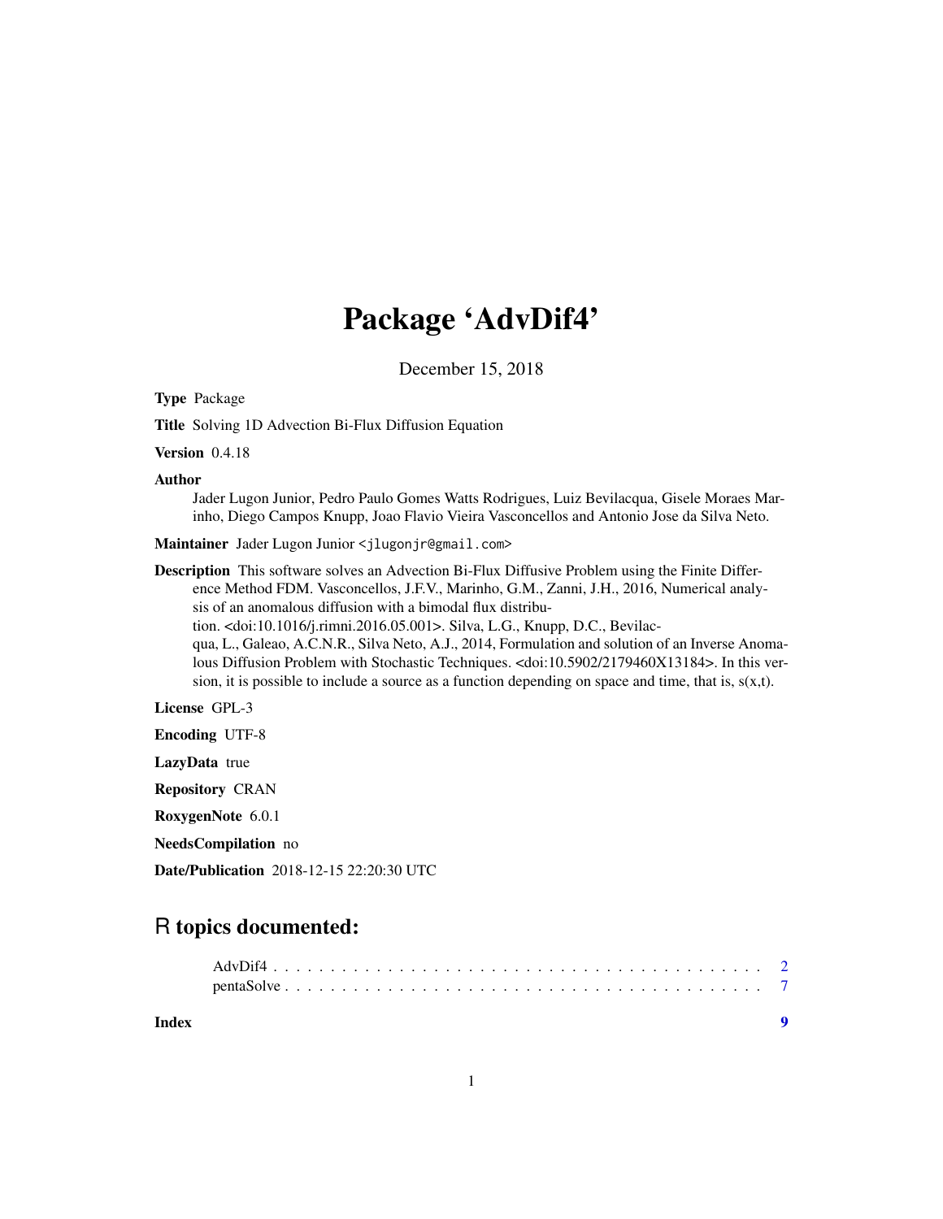# Package 'AdvDif4'

December 15, 2018

**Type** Package

**Title** Solving 1D Advection Bi-Flux Diffusion Equation

**Version** 0.4.18

**Author**
Jader Lugon Junior, Pedro Paulo Gomes Watts Rodrigues, Luiz Bevilacqua, Gisele Moraes Marinho, Diego Campos Knupp, Joao Flavio Vieira Vasconcellos and Antonio Jose da Silva Neto.

**Maintainer** Jader Lugon Junior <jlugonjr@gmail.com>

**Description** This software solves an Advection Bi-Flux Diffusive Problem using the Finite Difference Method FDM. Vasconcellos, J.F.V., Marinho, G.M., Zanni, J.H., 2016, Numerical analysis of an anomalous diffusion with a bimodal flux distribution. <doi:10.1016/j.rimni.2016.05.001>. Silva, L.G., Knupp, D.C., Bevilacqua, L., Galeao, A.C.N.R., Silva Neto, A.J., 2014, Formulation and solution of an Inverse Anomalous Diffusion Problem with Stochastic Techniques. <doi:10.5902/2179460X13184>. In this version, it is possible to include a source as a function depending on space and time, that is, s(x,t).

**License** GPL-3

**Encoding** UTF-8

**LazyData** true

**Repository** CRAN

**RoxygenNote** 6.0.1

**NeedsCompilation** no

**Date/Publication** 2018-12-15 22:20:30 UTC

## R topics documented:

AdvDif4 . . . . . . . . . . . . . . . . . . . . . . . . . . . . . . . . . . . . . . . . . 2
pentaSolve . . . . . . . . . . . . . . . . . . . . . . . . . . . . . . . . . . . . . . . . 7

**Index** **9**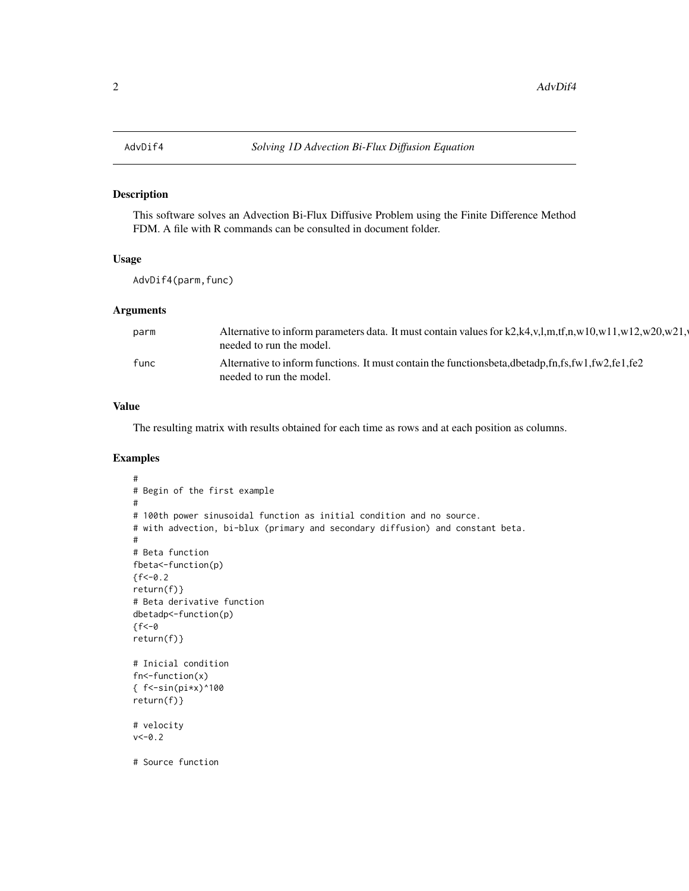# AdvDif4 — *Solving 1D Advection Bi-Flux Diffusion Equation*

## Description

This software solves an Advection Bi-Flux Diffusive Problem using the Finite Difference Method FDM. A file with R commands can be consulted in document folder.

## Usage

```
AdvDif4(parm,func)
```

## Arguments

| | |
|---|---|
| `parm` | Alternative to inform parameters data. It must contain values for k2,k4,v,l,m,tf,n,w10,w11,w12,w20,w21,w needed to run the model. |
| `func` | Alternative to inform functions. It must contain the functionsbeta,dbetadp,fn,fs,fw1,fw2,fe1,fe2 needed to run the model. |

## Value

The resulting matrix with results obtained for each time as rows and at each position as columns.

## Examples

```
#
# Begin of the first example
#
# 100th power sinusoidal function as initial condition and no source.
# with advection, bi-blux (primary and secondary diffusion) and constant beta.
#
# Beta function
fbeta<-function(p)
{f<-0.2
return(f)}
# Beta derivative function
dbetadp<-function(p)
{f<-0
return(f)}

# Inicial condition
fn<-function(x)
{ f<-sin(pi*x)^100
return(f)}

# velocity
v<-0.2

# Source function
```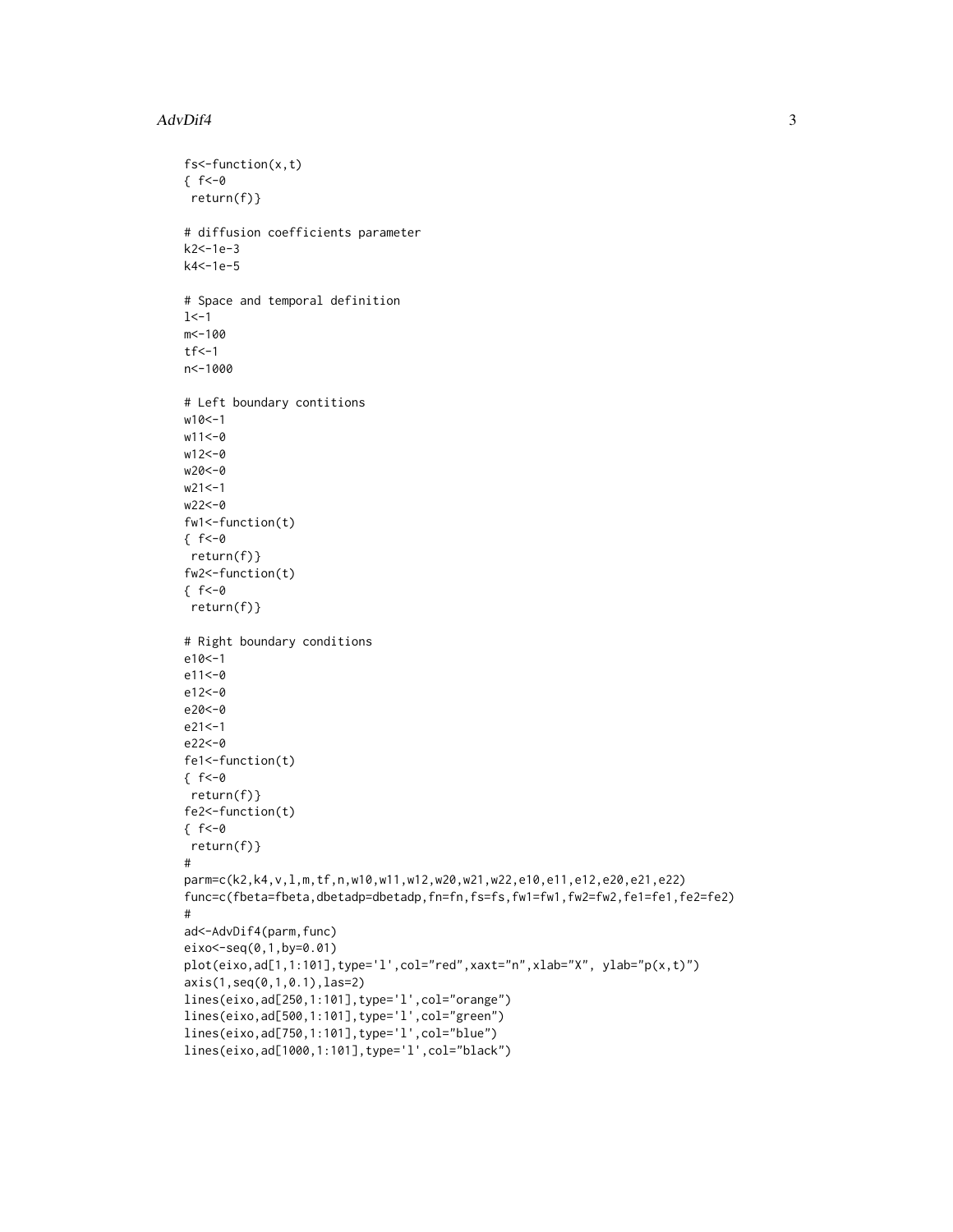```
fs<-function(x,t)
{ f<-0
 return(f)}

# diffusion coefficients parameter
k2<-1e-3
k4<-1e-5

# Space and temporal definition
l<-1
m<-100
tf<-1
n<-1000

# Left boundary contitions
w10<-1
w11<-0
w12<-0
w20<-0
w21<-1
w22<-0
fw1<-function(t)
{ f<-0
 return(f)}
fw2<-function(t)
{ f<-0
 return(f)}

# Right boundary conditions
e10<-1
e11<-0
e12<-0
e20<-0
e21<-1
e22<-0
fe1<-function(t)
{ f<-0
 return(f)}
fe2<-function(t)
{ f<-0
 return(f)}
#
parm=c(k2,k4,v,l,m,tf,n,w10,w11,w12,w20,w21,w22,e10,e11,e12,e20,e21,e22)
func=c(fbeta=fbeta,dbetadp=dbetadp,fn=fn,fs=fs,fw1=fw1,fw2=fw2,fe1=fe1,fe2=fe2)
#
ad<-AdvDif4(parm,func)
eixo<-seq(0,1,by=0.01)
plot(eixo,ad[1,1:101],type='l',col="red",xaxt="n",xlab="X", ylab="p(x,t)")
axis(1,seq(0,1,0.1),las=2)
lines(eixo,ad[250,1:101],type='l',col="orange")
lines(eixo,ad[500,1:101],type='l',col="green")
lines(eixo,ad[750,1:101],type='l',col="blue")
lines(eixo,ad[1000,1:101],type='l',col="black")
```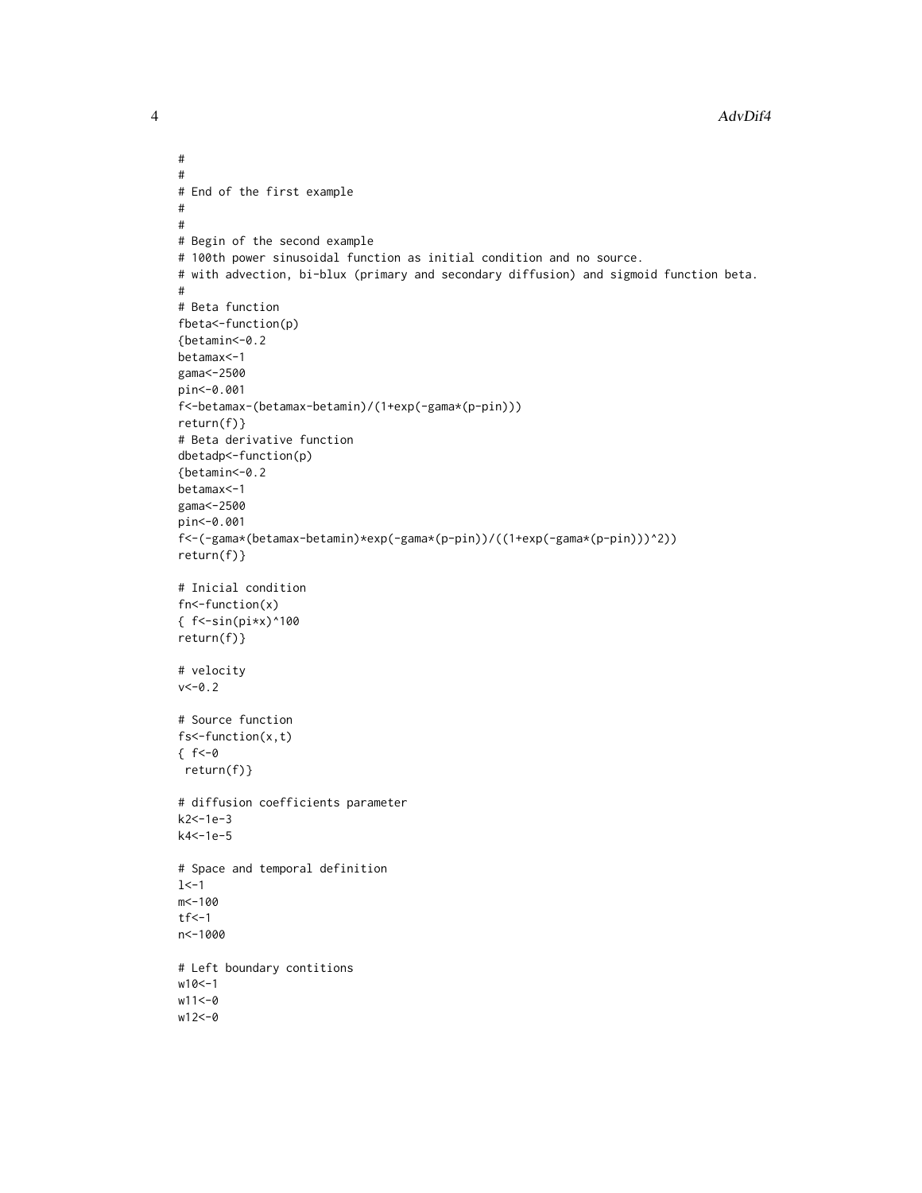```
#
#
# End of the first example
#
#
# Begin of the second example
# 100th power sinusoidal function as initial condition and no source.
# with advection, bi-blux (primary and secondary diffusion) and sigmoid function beta.
#
# Beta function
fbeta<-function(p)
{betamin<-0.2
betamax<-1
gama<-2500
pin<-0.001
f<-betamax-(betamax-betamin)/(1+exp(-gama*(p-pin)))
return(f)}
# Beta derivative function
dbetadp<-function(p)
{betamin<-0.2
betamax<-1
gama<-2500
pin<-0.001
f<-(-gama*(betamax-betamin)*exp(-gama*(p-pin))/((1+exp(-gama*(p-pin)))^2))
return(f)}

# Inicial condition
fn<-function(x)
{ f<-sin(pi*x)^100
return(f)}

# velocity
v<-0.2

# Source function
fs<-function(x,t)
{ f<-0
 return(f)}

# diffusion coefficients parameter
k2<-1e-3
k4<-1e-5

# Space and temporal definition
l<-1
m<-100
tf<-1
n<-1000

# Left boundary contitions
w10<-1
w11<-0
w12<-0
```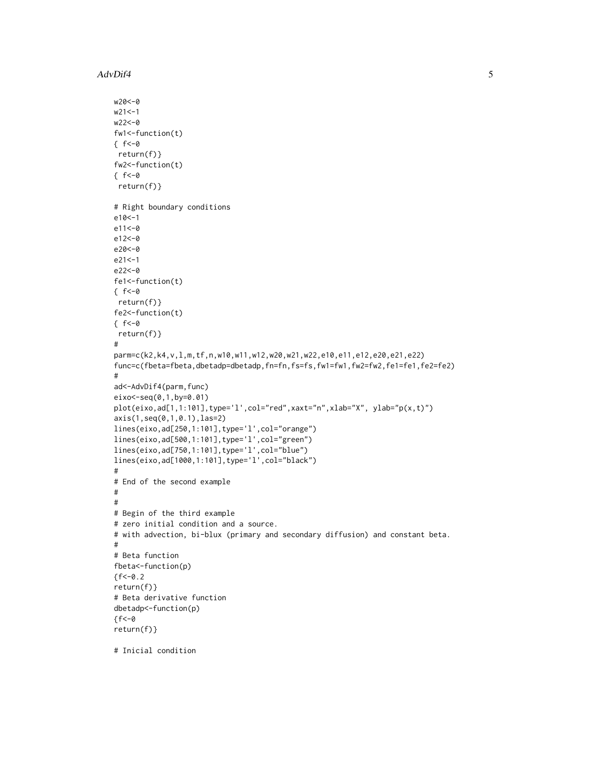```
w20<-0
w21<-1
w22<-0
fw1<-function(t)
{ f<-0
 return(f)}
fw2<-function(t)
{ f<-0
 return(f)}

# Right boundary conditions
e10<-1
e11<-0
e12<-0
e20<-0
e21<-1
e22<-0
fe1<-function(t)
{ f<-0
 return(f)}
fe2<-function(t)
{ f<-0
 return(f)}
#
parm=c(k2,k4,v,l,m,tf,n,w10,w11,w12,w20,w21,w22,e10,e11,e12,e20,e21,e22)
func=c(fbeta=fbeta,dbetadp=dbetadp,fn=fn,fs=fs,fw1=fw1,fw2=fw2,fe1=fe1,fe2=fe2)
#
ad<-AdvDif4(parm,func)
eixo<-seq(0,1,by=0.01)
plot(eixo,ad[1,1:101],type='l',col="red",xaxt="n",xlab="X", ylab="p(x,t)")
axis(1,seq(0,1,0.1),las=2)
lines(eixo,ad[250,1:101],type='l',col="orange")
lines(eixo,ad[500,1:101],type='l',col="green")
lines(eixo,ad[750,1:101],type='l',col="blue")
lines(eixo,ad[1000,1:101],type='l',col="black")
#
# End of the second example
#
#
# Begin of the third example
# zero initial condition and a source.
# with advection, bi-blux (primary and secondary diffusion) and constant beta.
#
# Beta function
fbeta<-function(p)
{f<-0.2
return(f)}
# Beta derivative function
dbetadp<-function(p)
{f<-0
return(f)}

# Inicial condition
```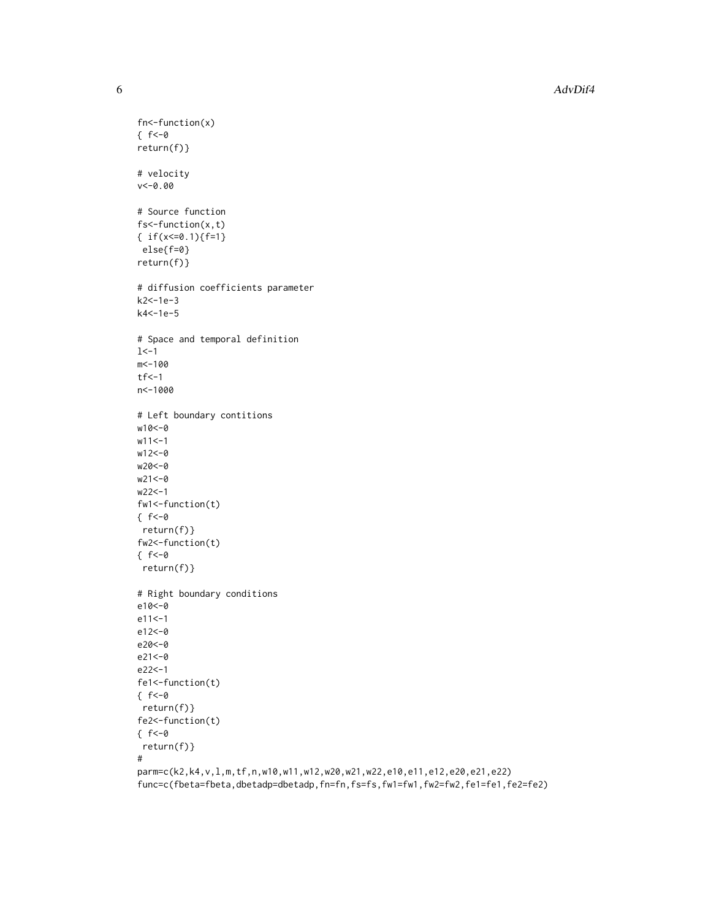```
fn<-function(x)
{ f<-0
return(f)}

# velocity
v<-0.00

# Source function
fs<-function(x,t)
{ if(x<=0.1){f=1}
 else{f=0}
return(f)}

# diffusion coefficients parameter
k2<-1e-3
k4<-1e-5

# Space and temporal definition
l<-1
m<-100
tf<-1
n<-1000

# Left boundary contitions
w10<-0
w11<-1
w12<-0
w20<-0
w21<-0
w22<-1
fw1<-function(t)
{ f<-0
 return(f)}
fw2<-function(t)
{ f<-0
 return(f)}

# Right boundary conditions
e10<-0
e11<-1
e12<-0
e20<-0
e21<-0
e22<-1
fe1<-function(t)
{ f<-0
 return(f)}
fe2<-function(t)
{ f<-0
 return(f)}
#
parm=c(k2,k4,v,l,m,tf,n,w10,w11,w12,w20,w21,w22,e10,e11,e12,e20,e21,e22)
func=c(fbeta=fbeta,dbetadp=dbetadp,fn=fn,fs=fs,fw1=fw1,fw2=fw2,fe1=fe1,fe2=fe2)
```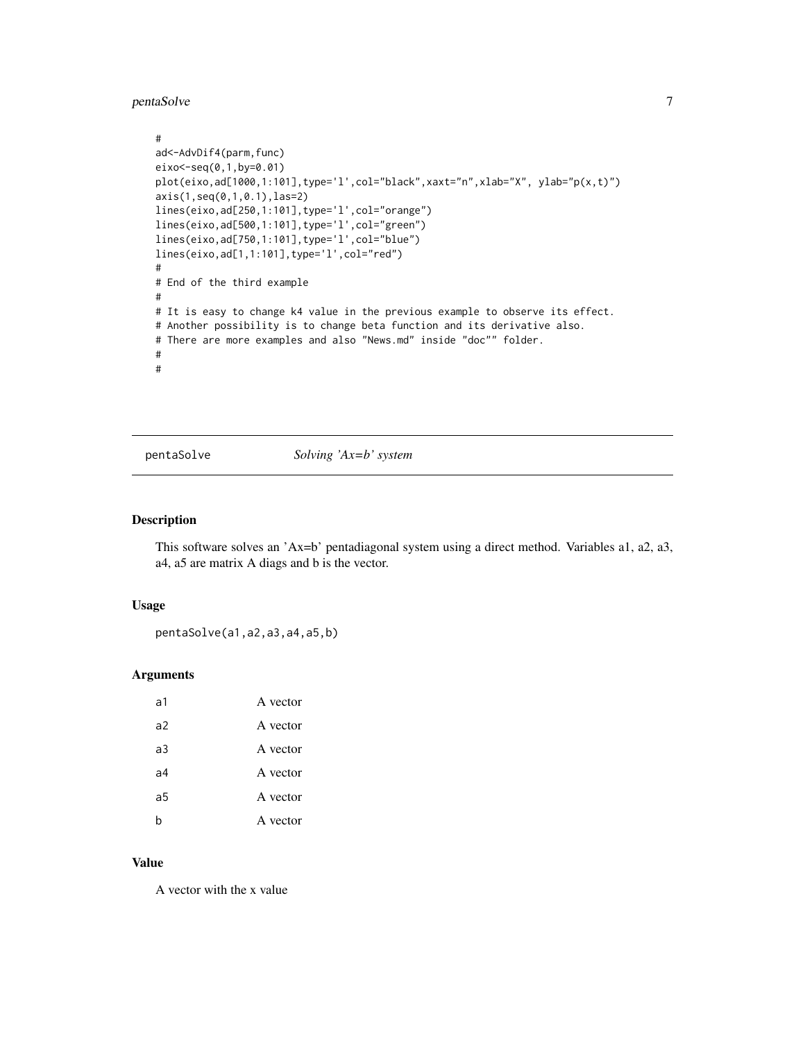```
#
ad<-AdvDif4(parm,func)
eixo<-seq(0,1,by=0.01)
plot(eixo,ad[1000,1:101],type='l',col="black",xaxt="n",xlab="X", ylab="p(x,t)")
axis(1,seq(0,1,0.1),las=2)
lines(eixo,ad[250,1:101],type='l',col="orange")
lines(eixo,ad[500,1:101],type='l',col="green")
lines(eixo,ad[750,1:101],type='l',col="blue")
lines(eixo,ad[1,1:101],type='l',col="red")
#
# End of the third example
#
# It is easy to change k4 value in the previous example to observe its effect.
# Another possibility is to change beta function and its derivative also.
# There are more examples and also "News.md" inside "doc"" folder.
#
#
```

---

## pentaSolve — *Solving 'Ax=b' system*

### Description

This software solves an 'Ax=b' pentadiagonal system using a direct method. Variables a1, a2, a3, a4, a5 are matrix A diags and b is the vector.

### Usage

```
pentaSolve(a1,a2,a3,a4,a5,b)
```

### Arguments

| | |
|---|---|
| a1 | A vector |
| a2 | A vector |
| a3 | A vector |
| a4 | A vector |
| a5 | A vector |
| b | A vector |

### Value

A vector with the x value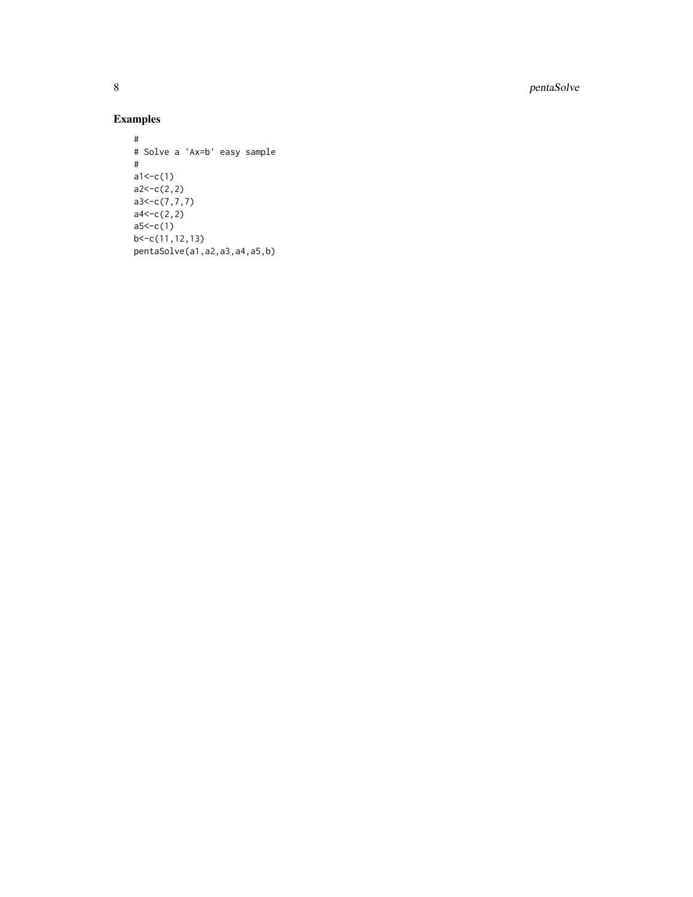## Examples

```
#
# Solve a 'Ax=b' easy sample
#
a1<-c(1)
a2<-c(2,2)
a3<-c(7,7,7)
a4<-c(2,2)
a5<-c(1)
b<-c(11,12,13)
pentaSolve(a1,a2,a3,a4,a5,b)
```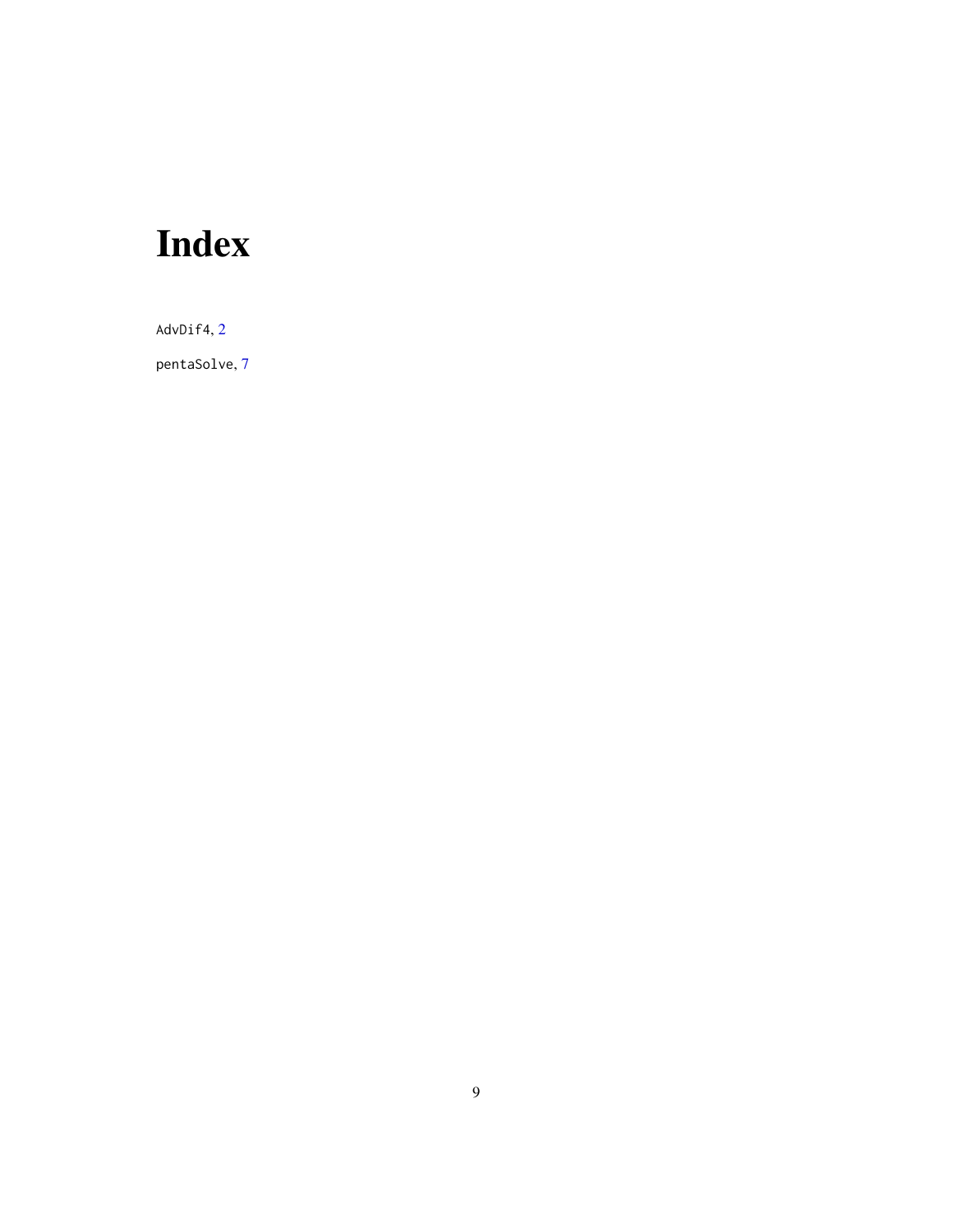# Index

AdvDif4, 2

pentaSolve, 7